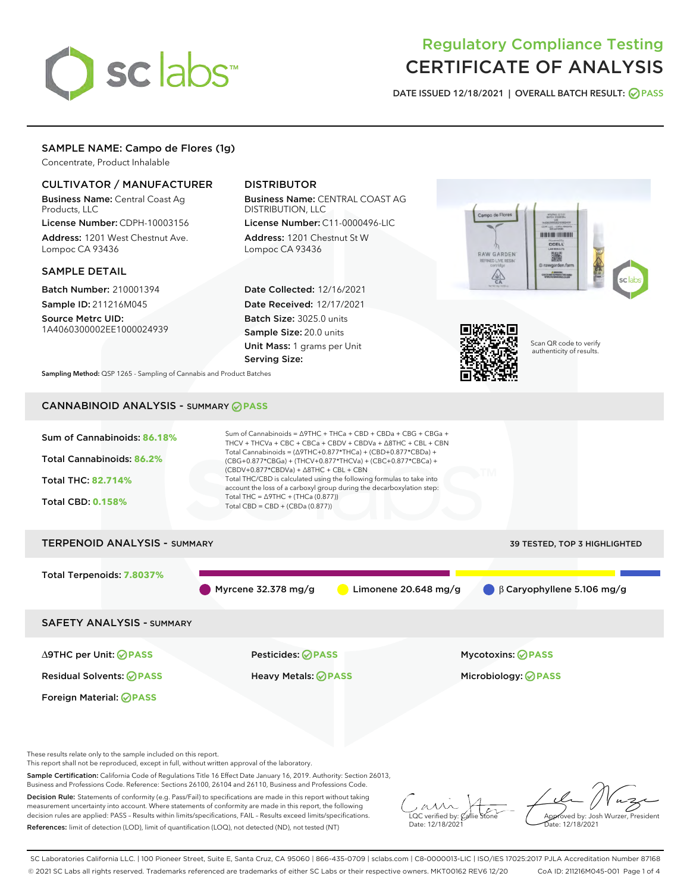# Regulatory Compliance Testing
# CERTIFICATE OF ANALYSIS

DATE ISSUED 12/18/2021 | OVERALL BATCH RESULT: PASS

## SAMPLE NAME: Campo de Flores (1g)

Concentrate, Product Inhalable

### CULTIVATOR / MANUFACTURER

**Business Name:** Central Coast Ag Products, LLC
**License Number:** CDPH-10003156
**Address:** 1201 West Chestnut Ave. Lompoc CA 93436

### DISTRIBUTOR

**Business Name:** CENTRAL COAST AG DISTRIBUTION, LLC
**License Number:** C11-0000496-LIC
**Address:** 1201 Chestnut St W Lompoc CA 93436

### SAMPLE DETAIL

**Batch Number:** 210001394
**Sample ID:** 211216M045
**Source Metrc UID:** 1A4060300002EE1000024939

**Date Collected:** 12/16/2021
**Date Received:** 12/17/2021
**Batch Size:** 3025.0 units
**Sample Size:** 20.0 units
**Unit Mass:** 1 grams per Unit
**Serving Size:**

Scan QR code to verify authenticity of results.

**Sampling Method:** QSP 1265 - Sampling of Cannabis and Product Batches

## CANNABINOID ANALYSIS - SUMMARY PASS

Sum of Cannabinoids: **86.18%**
Total Cannabinoids: **86.2%**
Total THC: **82.714%**
Total CBD: **0.158%**

Sum of Cannabinoids = Δ9THC + THCa + CBD + CBDa + CBG + CBGa + THCV + THCVa + CBC + CBCa + CBDV + CBDVa + Δ8THC + CBL + CBN
Total Cannabinoids = (Δ9THC+0.877*THCa) + (CBD+0.877*CBDa) + (CBG+0.877*CBGa) + (THCV+0.877*THCVa) + (CBC+0.877*CBCa) + (CBDV+0.877*CBDVa) + Δ8THC + CBL + CBN
Total THC/CBD is calculated using the following formulas to take into account the loss of a carboxyl group during the decarboxylation step:
Total THC = Δ9THC + (THCa (0.877))
Total CBD = CBD + (CBDa (0.877))

## TERPENOID ANALYSIS - SUMMARY

39 TESTED, TOP 3 HIGHLIGHTED

Total Terpenoids: **7.8037%**

Myrcene 32.378 mg/g | Limonene 20.648 mg/g | β Caryophyllene 5.106 mg/g

## SAFETY ANALYSIS - SUMMARY

| | | |
|---|---|---|
| Δ9THC per Unit: PASS | Pesticides: PASS | Mycotoxins: PASS |
| Residual Solvents: PASS | Heavy Metals: PASS | Microbiology: PASS |
| Foreign Material: PASS | | |

These results relate only to the sample included on this report.
This report shall not be reproduced, except in full, without written approval of the laboratory.

**Sample Certification:** California Code of Regulations Title 16 Effect Date January 16, 2019. Authority: Section 26013, Business and Professions Code. Reference: Sections 26100, 26104 and 26110, Business and Professions Code.

**Decision Rule:** Statements of conformity (e.g. Pass/Fail) to specifications are made in this report without taking measurement uncertainty into account. Where statements of conformity are made in this report, the following decision rules are applied: PASS – Results within limits/specifications, FAIL – Results exceed limits/specifications.

**References:** limit of detection (LOD), limit of quantification (LOQ), not detected (ND), not tested (NT)

LQC verified by: Callie Stone
Date: 12/18/2021

Approved by: Josh Wurzer, President
Date: 12/18/2021

SC Laboratories California LLC. | 100 Pioneer Street, Suite E, Santa Cruz, CA 95060 | 866-435-0709 | sclabs.com | C8-0000013-LIC | ISO/IES 17025:2017 PJLA Accreditation Number 87168
© 2021 SC Labs all rights reserved. Trademarks referenced are trademarks of either SC Labs or their respective owners. MKT00162 REV6 12/20 CoA ID: 211216M045-001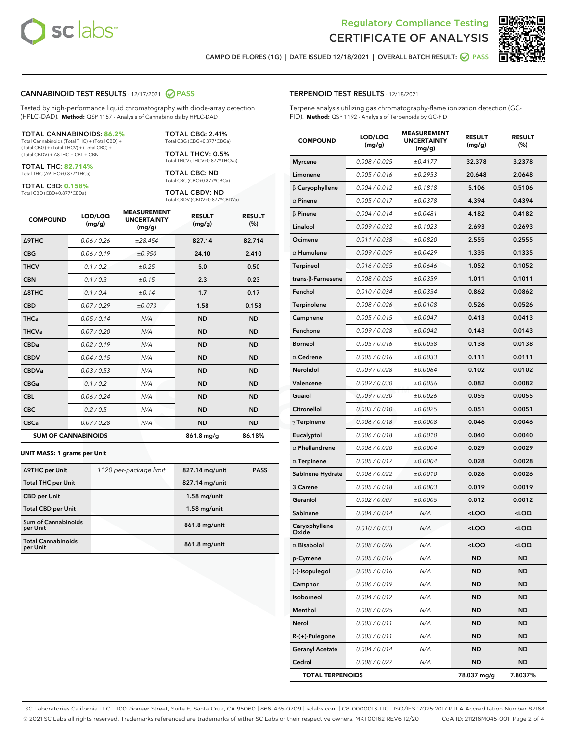Regulatory Compliance Testing
# CERTIFICATE OF ANALYSIS

CAMPO DE FLORES (1G) | DATE ISSUED 12/18/2021 | OVERALL BATCH RESULT: PASS

## CANNABINOID TEST RESULTS - 12/17/2021 PASS

Tested by high-performance liquid chromatography with diode-array detection (HPLC-DAD). **Method:** QSP 1157 - Analysis of Cannabinoids by HPLC-DAD

**TOTAL CANNABINOIDS: 86.2%**
Total Cannabinoids (Total THC) + (Total CBD) + (Total CBG) + (Total THCV) + (Total CBC) + (Total CBDV) + Δ8THC + CBL + CBN

**TOTAL THC: 82.714%**
Total THC (Δ9THC+0.877*THCa)

**TOTAL CBD: 0.158%**
Total CBD (CBD+0.877*CBDa)

**TOTAL CBG: 2.41%**
Total CBG (CBG+0.877*CBGa)

**TOTAL THCV: 0.5%**
Total THCV (THCV+0.877*THCVa)

**TOTAL CBC: ND**
Total CBC (CBC+0.877*CBCa)

**TOTAL CBDV: ND**
Total CBDV (CBDV+0.877*CBDVa)

| COMPOUND | LOD/LOQ (mg/g) | MEASUREMENT UNCERTAINTY (mg/g) | RESULT (mg/g) | RESULT (%) |
|---|---|---|---|---|
| Δ9THC | 0.06 / 0.26 | ±28.454 | 827.14 | 82.714 |
| CBG | 0.06 / 0.19 | ±0.950 | 24.10 | 2.410 |
| THCV | 0.1 / 0.2 | ±0.25 | 5.0 | 0.50 |
| CBN | 0.1 / 0.3 | ±0.15 | 2.3 | 0.23 |
| Δ8THC | 0.1 / 0.4 | ±0.14 | 1.7 | 0.17 |
| CBD | 0.07 / 0.29 | ±0.073 | 1.58 | 0.158 |
| THCa | 0.05 / 0.14 | N/A | ND | ND |
| THCVa | 0.07 / 0.20 | N/A | ND | ND |
| CBDa | 0.02 / 0.19 | N/A | ND | ND |
| CBDV | 0.04 / 0.15 | N/A | ND | ND |
| CBDVa | 0.03 / 0.53 | N/A | ND | ND |
| CBGa | 0.1 / 0.2 | N/A | ND | ND |
| CBL | 0.06 / 0.24 | N/A | ND | ND |
| CBC | 0.2 / 0.5 | N/A | ND | ND |
| CBCa | 0.07 / 0.28 | N/A | ND | ND |
| **SUM OF CANNABINOIDS** | | | 861.8 mg/g | 86.18% |

**UNIT MASS: 1 grams per Unit**

| | | | |
|---|---|---|---|
| Δ9THC per Unit | 1120 per-package limit | 827.14 mg/unit | PASS |
| Total THC per Unit | | 827.14 mg/unit | |
| CBD per Unit | | 1.58 mg/unit | |
| Total CBD per Unit | | 1.58 mg/unit | |
| Sum of Cannabinoids per Unit | | 861.8 mg/unit | |
| Total Cannabinoids per Unit | | 861.8 mg/unit | |

## TERPENOID TEST RESULTS - 12/18/2021

Terpene analysis utilizing gas chromatography-flame ionization detection (GC-FID). **Method:** QSP 1192 - Analysis of Terpenoids by GC-FID

| COMPOUND | LOD/LOQ (mg/g) | MEASUREMENT UNCERTAINTY (mg/g) | RESULT (mg/g) | RESULT (%) |
|---|---|---|---|---|
| Myrcene | 0.008 / 0.025 | ±0.4177 | 32.378 | 3.2378 |
| Limonene | 0.005 / 0.016 | ±0.2953 | 20.648 | 2.0648 |
| β Caryophyllene | 0.004 / 0.012 | ±0.1818 | 5.106 | 0.5106 |
| α Pinene | 0.005 / 0.017 | ±0.0378 | 4.394 | 0.4394 |
| β Pinene | 0.004 / 0.014 | ±0.0481 | 4.182 | 0.4182 |
| Linalool | 0.009 / 0.032 | ±0.1023 | 2.693 | 0.2693 |
| Ocimene | 0.011 / 0.038 | ±0.0820 | 2.555 | 0.2555 |
| α Humulene | 0.009 / 0.029 | ±0.0429 | 1.335 | 0.1335 |
| Terpineol | 0.016 / 0.055 | ±0.0646 | 1.052 | 0.1052 |
| trans-β-Farnesene | 0.008 / 0.025 | ±0.0359 | 1.011 | 0.1011 |
| Fenchol | 0.010 / 0.034 | ±0.0334 | 0.862 | 0.0862 |
| Terpinolene | 0.008 / 0.026 | ±0.0108 | 0.526 | 0.0526 |
| Camphene | 0.005 / 0.015 | ±0.0047 | 0.413 | 0.0413 |
| Fenchone | 0.009 / 0.028 | ±0.0042 | 0.143 | 0.0143 |
| Borneol | 0.005 / 0.016 | ±0.0058 | 0.138 | 0.0138 |
| α Cedrene | 0.005 / 0.016 | ±0.0033 | 0.111 | 0.0111 |
| Nerolidol | 0.009 / 0.028 | ±0.0064 | 0.102 | 0.0102 |
| Valencene | 0.009 / 0.030 | ±0.0056 | 0.082 | 0.0082 |
| Guaiol | 0.009 / 0.030 | ±0.0026 | 0.055 | 0.0055 |
| Citronellol | 0.003 / 0.010 | ±0.0025 | 0.051 | 0.0051 |
| γ Terpinene | 0.006 / 0.018 | ±0.0008 | 0.046 | 0.0046 |
| Eucalyptol | 0.006 / 0.018 | ±0.0010 | 0.040 | 0.0040 |
| α Phellandrene | 0.006 / 0.020 | ±0.0004 | 0.029 | 0.0029 |
| α Terpinene | 0.005 / 0.017 | ±0.0004 | 0.028 | 0.0028 |
| Sabinene Hydrate | 0.006 / 0.022 | ±0.0010 | 0.026 | 0.0026 |
| 3 Carene | 0.005 / 0.018 | ±0.0003 | 0.019 | 0.0019 |
| Geraniol | 0.002 / 0.007 | ±0.0005 | 0.012 | 0.0012 |
| Sabinene | 0.004 / 0.014 | N/A | <LOQ | <LOQ |
| Caryophyllene Oxide | 0.010 / 0.033 | N/A | <LOQ | <LOQ |
| α Bisabolol | 0.008 / 0.026 | N/A | <LOQ | <LOQ |
| p-Cymene | 0.005 / 0.016 | N/A | ND | ND |
| (-)-Isopulegol | 0.005 / 0.016 | N/A | ND | ND |
| Camphor | 0.006 / 0.019 | N/A | ND | ND |
| Isoborneol | 0.004 / 0.012 | N/A | ND | ND |
| Menthol | 0.008 / 0.025 | N/A | ND | ND |
| Nerol | 0.003 / 0.011 | N/A | ND | ND |
| R-(+)-Pulegone | 0.003 / 0.011 | N/A | ND | ND |
| Geranyl Acetate | 0.004 / 0.014 | N/A | ND | ND |
| Cedrol | 0.008 / 0.027 | N/A | ND | ND |
| **TOTAL TERPENOIDS** | | | 78.037 mg/g | 7.8037% |

SC Laboratories California LLC. | 100 Pioneer Street, Suite E, Santa Cruz, CA 95060 | 866-435-0709 | sclabs.com | C8-0000013-LIC | ISO/IES 17025:2017 PJLA Accreditation Number 87168
© 2021 SC Labs all rights reserved. Trademarks referenced are trademarks of either SC Labs or their respective owners. MKT00162 REV6 12/20 CoA ID: 211216M045-001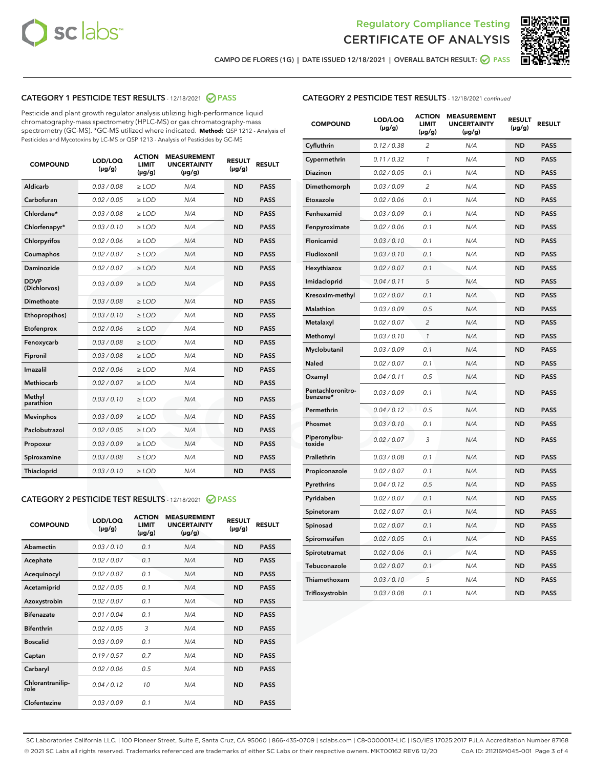Regulatory Compliance Testing
CERTIFICATE OF ANALYSIS

CAMPO DE FLORES (1G) | DATE ISSUED 12/18/2021 | OVERALL BATCH RESULT: PASS

## CATEGORY 1 PESTICIDE TEST RESULTS - 12/18/2021 PASS

Pesticide and plant growth regulator analysis utilizing high-performance liquid chromatography-mass spectrometry (HPLC-MS) or gas chromatography-mass spectrometry (GC-MS). *GC-MS utilized where indicated. **Method:** QSP 1212 - Analysis of Pesticides and Mycotoxins by LC-MS or QSP 1213 - Analysis of Pesticides by GC-MS

| COMPOUND | LOD/LOQ (µg/g) | ACTION LIMIT (µg/g) | MEASUREMENT UNCERTAINTY (µg/g) | RESULT (µg/g) | RESULT |
|---|---|---|---|---|---|
| Aldicarb | 0.03 / 0.08 | ≥ LOD | N/A | ND | PASS |
| Carbofuran | 0.02 / 0.05 | ≥ LOD | N/A | ND | PASS |
| Chlordane* | 0.03 / 0.08 | ≥ LOD | N/A | ND | PASS |
| Chlorfenapyr* | 0.03 / 0.10 | ≥ LOD | N/A | ND | PASS |
| Chlorpyrifos | 0.02 / 0.06 | ≥ LOD | N/A | ND | PASS |
| Coumaphos | 0.02 / 0.07 | ≥ LOD | N/A | ND | PASS |
| Daminozide | 0.02 / 0.07 | ≥ LOD | N/A | ND | PASS |
| DDVP (Dichlorvos) | 0.03 / 0.09 | ≥ LOD | N/A | ND | PASS |
| Dimethoate | 0.03 / 0.08 | ≥ LOD | N/A | ND | PASS |
| Ethoprop(hos) | 0.03 / 0.10 | ≥ LOD | N/A | ND | PASS |
| Etofenprox | 0.02 / 0.06 | ≥ LOD | N/A | ND | PASS |
| Fenoxycarb | 0.03 / 0.08 | ≥ LOD | N/A | ND | PASS |
| Fipronil | 0.03 / 0.08 | ≥ LOD | N/A | ND | PASS |
| Imazalil | 0.02 / 0.06 | ≥ LOD | N/A | ND | PASS |
| Methiocarb | 0.02 / 0.07 | ≥ LOD | N/A | ND | PASS |
| Methyl parathion | 0.03 / 0.10 | ≥ LOD | N/A | ND | PASS |
| Mevinphos | 0.03 / 0.09 | ≥ LOD | N/A | ND | PASS |
| Paclobutrazol | 0.02 / 0.05 | ≥ LOD | N/A | ND | PASS |
| Propoxur | 0.03 / 0.09 | ≥ LOD | N/A | ND | PASS |
| Spiroxamine | 0.03 / 0.08 | ≥ LOD | N/A | ND | PASS |
| Thiacloprid | 0.03 / 0.10 | ≥ LOD | N/A | ND | PASS |

## CATEGORY 2 PESTICIDE TEST RESULTS - 12/18/2021 PASS

| COMPOUND | LOD/LOQ (µg/g) | ACTION LIMIT (µg/g) | MEASUREMENT UNCERTAINTY (µg/g) | RESULT (µg/g) | RESULT |
|---|---|---|---|---|---|
| Abamectin | 0.03 / 0.10 | 0.1 | N/A | ND | PASS |
| Acephate | 0.02 / 0.07 | 0.1 | N/A | ND | PASS |
| Acequinocyl | 0.02 / 0.07 | 0.1 | N/A | ND | PASS |
| Acetamiprid | 0.02 / 0.05 | 0.1 | N/A | ND | PASS |
| Azoxystrobin | 0.02 / 0.07 | 0.1 | N/A | ND | PASS |
| Bifenazate | 0.01 / 0.04 | 0.1 | N/A | ND | PASS |
| Bifenthrin | 0.02 / 0.05 | 3 | N/A | ND | PASS |
| Boscalid | 0.03 / 0.09 | 0.1 | N/A | ND | PASS |
| Captan | 0.19 / 0.57 | 0.7 | N/A | ND | PASS |
| Carbaryl | 0.02 / 0.06 | 0.5 | N/A | ND | PASS |
| Chlorantraniliprole | 0.04 / 0.12 | 10 | N/A | ND | PASS |
| Clofentezine | 0.03 / 0.09 | 0.1 | N/A | ND | PASS |
| Cyfluthrin | 0.12 / 0.38 | 2 | N/A | ND | PASS |
| Cypermethrin | 0.11 / 0.32 | 1 | N/A | ND | PASS |
| Diazinon | 0.02 / 0.05 | 0.1 | N/A | ND | PASS |
| Dimethomorph | 0.03 / 0.09 | 2 | N/A | ND | PASS |
| Etoxazole | 0.02 / 0.06 | 0.1 | N/A | ND | PASS |
| Fenhexamid | 0.03 / 0.09 | 0.1 | N/A | ND | PASS |
| Fenpyroximate | 0.02 / 0.06 | 0.1 | N/A | ND | PASS |
| Flonicamid | 0.03 / 0.10 | 0.1 | N/A | ND | PASS |
| Fludioxonil | 0.03 / 0.10 | 0.1 | N/A | ND | PASS |
| Hexythiazox | 0.02 / 0.07 | 0.1 | N/A | ND | PASS |
| Imidacloprid | 0.04 / 0.11 | 5 | N/A | ND | PASS |
| Kresoxim-methyl | 0.02 / 0.07 | 0.1 | N/A | ND | PASS |
| Malathion | 0.03 / 0.09 | 0.5 | N/A | ND | PASS |
| Metalaxyl | 0.02 / 0.07 | 2 | N/A | ND | PASS |
| Methomyl | 0.03 / 0.10 | 1 | N/A | ND | PASS |
| Myclobutanil | 0.03 / 0.09 | 0.1 | N/A | ND | PASS |
| Naled | 0.02 / 0.07 | 0.1 | N/A | ND | PASS |
| Oxamyl | 0.04 / 0.11 | 0.5 | N/A | ND | PASS |
| Pentachloronitrobenzene* | 0.03 / 0.09 | 0.1 | N/A | ND | PASS |
| Permethrin | 0.04 / 0.12 | 0.5 | N/A | ND | PASS |
| Phosmet | 0.03 / 0.10 | 0.1 | N/A | ND | PASS |
| Piperonylbutoxide | 0.02 / 0.07 | 3 | N/A | ND | PASS |
| Prallethrin | 0.03 / 0.08 | 0.1 | N/A | ND | PASS |
| Propiconazole | 0.02 / 0.07 | 0.1 | N/A | ND | PASS |
| Pyrethrins | 0.04 / 0.12 | 0.5 | N/A | ND | PASS |
| Pyridaben | 0.02 / 0.07 | 0.1 | N/A | ND | PASS |
| Spinetoram | 0.02 / 0.07 | 0.1 | N/A | ND | PASS |
| Spinosad | 0.02 / 0.07 | 0.1 | N/A | ND | PASS |
| Spiromesifen | 0.02 / 0.05 | 0.1 | N/A | ND | PASS |
| Spirotetramat | 0.02 / 0.06 | 0.1 | N/A | ND | PASS |
| Tebuconazole | 0.02 / 0.07 | 0.1 | N/A | ND | PASS |
| Thiamethoxam | 0.03 / 0.10 | 5 | N/A | ND | PASS |
| Trifloxystrobin | 0.03 / 0.08 | 0.1 | N/A | ND | PASS |

SC Laboratories California LLC. | 100 Pioneer Street, Suite E, Santa Cruz, CA 95060 | 866-435-0709 | sclabs.com | C8-0000013-LIC | ISO/IES 17025:2017 PJLA Accreditation Number 87168
© 2021 SC Labs all rights reserved. Trademarks referenced are trademarks of either SC Labs or their respective owners. MKT00162 REV6 12/20 CoA ID: 211216M045-001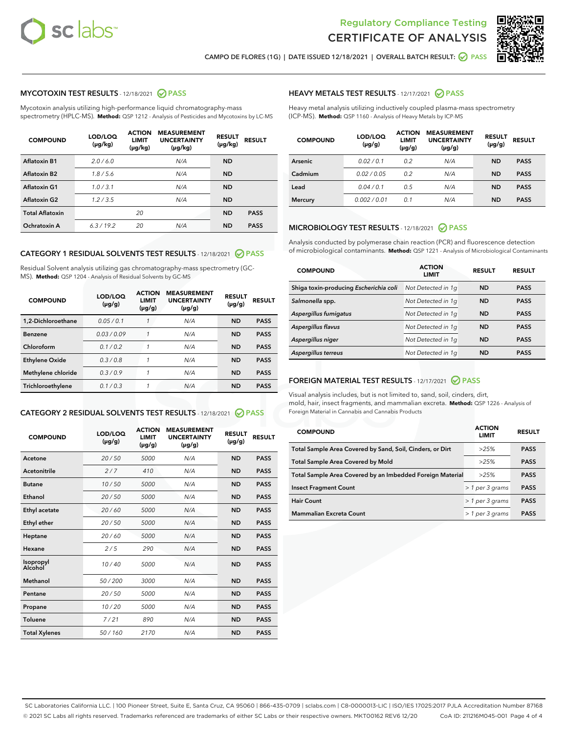Regulatory Compliance Testing
CERTIFICATE OF ANALYSIS

CAMPO DE FLORES (1G) | DATE ISSUED 12/18/2021 | OVERALL BATCH RESULT: PASS

## MYCOTOXIN TEST RESULTS - 12/18/2021 PASS

Mycotoxin analysis utilizing high-performance liquid chromatography-mass spectrometry (HPLC-MS). **Method:** QSP 1212 - Analysis of Pesticides and Mycotoxins by LC-MS

| COMPOUND | LOD/LOQ (µg/kg) | ACTION LIMIT (µg/kg) | MEASUREMENT UNCERTAINTY (µg/kg) | RESULT (µg/kg) | RESULT |
|---|---|---|---|---|---|
| Aflatoxin B1 | 2.0 / 6.0 | | N/A | ND | |
| Aflatoxin B2 | 1.8 / 5.6 | | N/A | ND | |
| Aflatoxin G1 | 1.0 / 3.1 | | N/A | ND | |
| Aflatoxin G2 | 1.2 / 3.5 | | N/A | ND | |
| Total Aflatoxin | | 20 | | ND | PASS |
| Ochratoxin A | 6.3 / 19.2 | 20 | N/A | ND | PASS |

## CATEGORY 1 RESIDUAL SOLVENTS TEST RESULTS - 12/18/2021 PASS

Residual Solvent analysis utilizing gas chromatography-mass spectrometry (GC-MS). **Method:** QSP 1204 - Analysis of Residual Solvents by GC-MS

| COMPOUND | LOD/LOQ (µg/g) | ACTION LIMIT (µg/g) | MEASUREMENT UNCERTAINTY (µg/g) | RESULT (µg/g) | RESULT |
|---|---|---|---|---|---|
| 1,2-Dichloroethane | 0.05 / 0.1 | 1 | N/A | ND | PASS |
| Benzene | 0.03 / 0.09 | 1 | N/A | ND | PASS |
| Chloroform | 0.1 / 0.2 | 1 | N/A | ND | PASS |
| Ethylene Oxide | 0.3 / 0.8 | 1 | N/A | ND | PASS |
| Methylene chloride | 0.3 / 0.9 | 1 | N/A | ND | PASS |
| Trichloroethylene | 0.1 / 0.3 | 1 | N/A | ND | PASS |

## CATEGORY 2 RESIDUAL SOLVENTS TEST RESULTS - 12/18/2021 PASS

| COMPOUND | LOD/LOQ (µg/g) | ACTION LIMIT (µg/g) | MEASUREMENT UNCERTAINTY (µg/g) | RESULT (µg/g) | RESULT |
|---|---|---|---|---|---|
| Acetone | 20 / 50 | 5000 | N/A | ND | PASS |
| Acetonitrile | 2 / 7 | 410 | N/A | ND | PASS |
| Butane | 10 / 50 | 5000 | N/A | ND | PASS |
| Ethanol | 20 / 50 | 5000 | N/A | ND | PASS |
| Ethyl acetate | 20 / 60 | 5000 | N/A | ND | PASS |
| Ethyl ether | 20 / 50 | 5000 | N/A | ND | PASS |
| Heptane | 20 / 60 | 5000 | N/A | ND | PASS |
| Hexane | 2 / 5 | 290 | N/A | ND | PASS |
| Isopropyl Alcohol | 10 / 40 | 5000 | N/A | ND | PASS |
| Methanol | 50 / 200 | 3000 | N/A | ND | PASS |
| Pentane | 20 / 50 | 5000 | N/A | ND | PASS |
| Propane | 10 / 20 | 5000 | N/A | ND | PASS |
| Toluene | 7 / 21 | 890 | N/A | ND | PASS |
| Total Xylenes | 50 / 160 | 2170 | N/A | ND | PASS |

## HEAVY METALS TEST RESULTS - 12/17/2021 PASS

Heavy metal analysis utilizing inductively coupled plasma-mass spectrometry (ICP-MS). **Method:** QSP 1160 - Analysis of Heavy Metals by ICP-MS

| COMPOUND | LOD/LOQ (µg/g) | ACTION LIMIT (µg/g) | MEASUREMENT UNCERTAINTY (µg/g) | RESULT (µg/g) | RESULT |
|---|---|---|---|---|---|
| Arsenic | 0.02 / 0.1 | 0.2 | N/A | ND | PASS |
| Cadmium | 0.02 / 0.05 | 0.2 | N/A | ND | PASS |
| Lead | 0.04 / 0.1 | 0.5 | N/A | ND | PASS |
| Mercury | 0.002 / 0.01 | 0.1 | N/A | ND | PASS |

## MICROBIOLOGY TEST RESULTS - 12/18/2021 PASS

Analysis conducted by polymerase chain reaction (PCR) and fluorescence detection of microbiological contaminants. **Method:** QSP 1221 - Analysis of Microbiological Contaminants

| COMPOUND | ACTION LIMIT | RESULT | RESULT |
|---|---|---|---|
| Shiga toxin-producing *Escherichia coli* | Not Detected in 1g | ND | PASS |
| *Salmonella* spp. | Not Detected in 1g | ND | PASS |
| *Aspergillus fumigatus* | Not Detected in 1g | ND | PASS |
| *Aspergillus flavus* | Not Detected in 1g | ND | PASS |
| *Aspergillus niger* | Not Detected in 1g | ND | PASS |
| *Aspergillus terreus* | Not Detected in 1g | ND | PASS |

## FOREIGN MATERIAL TEST RESULTS - 12/17/2021 PASS

Visual analysis includes, but is not limited to, sand, soil, cinders, dirt, mold, hair, insect fragments, and mammalian excreta. **Method:** QSP 1226 - Analysis of Foreign Material in Cannabis and Cannabis Products

| COMPOUND | ACTION LIMIT | RESULT |
|---|---|---|
| Total Sample Area Covered by Sand, Soil, Cinders, or Dirt | >25% | PASS |
| Total Sample Area Covered by Mold | >25% | PASS |
| Total Sample Area Covered by an Imbedded Foreign Material | >25% | PASS |
| Insect Fragment Count | > 1 per 3 grams | PASS |
| Hair Count | > 1 per 3 grams | PASS |
| Mammalian Excreta Count | > 1 per 3 grams | PASS |

SC Laboratories California LLC. | 100 Pioneer Street, Suite E, Santa Cruz, CA 95060 | 866-435-0709 | sclabs.com | C8-0000013-LIC | ISO/IES 17025:2017 PJLA Accreditation Number 87168
© 2021 SC Labs all rights reserved. Trademarks referenced are trademarks of either SC Labs or their respective owners. MKT00162 REV6 12/20 CoA ID: 211216M045-001